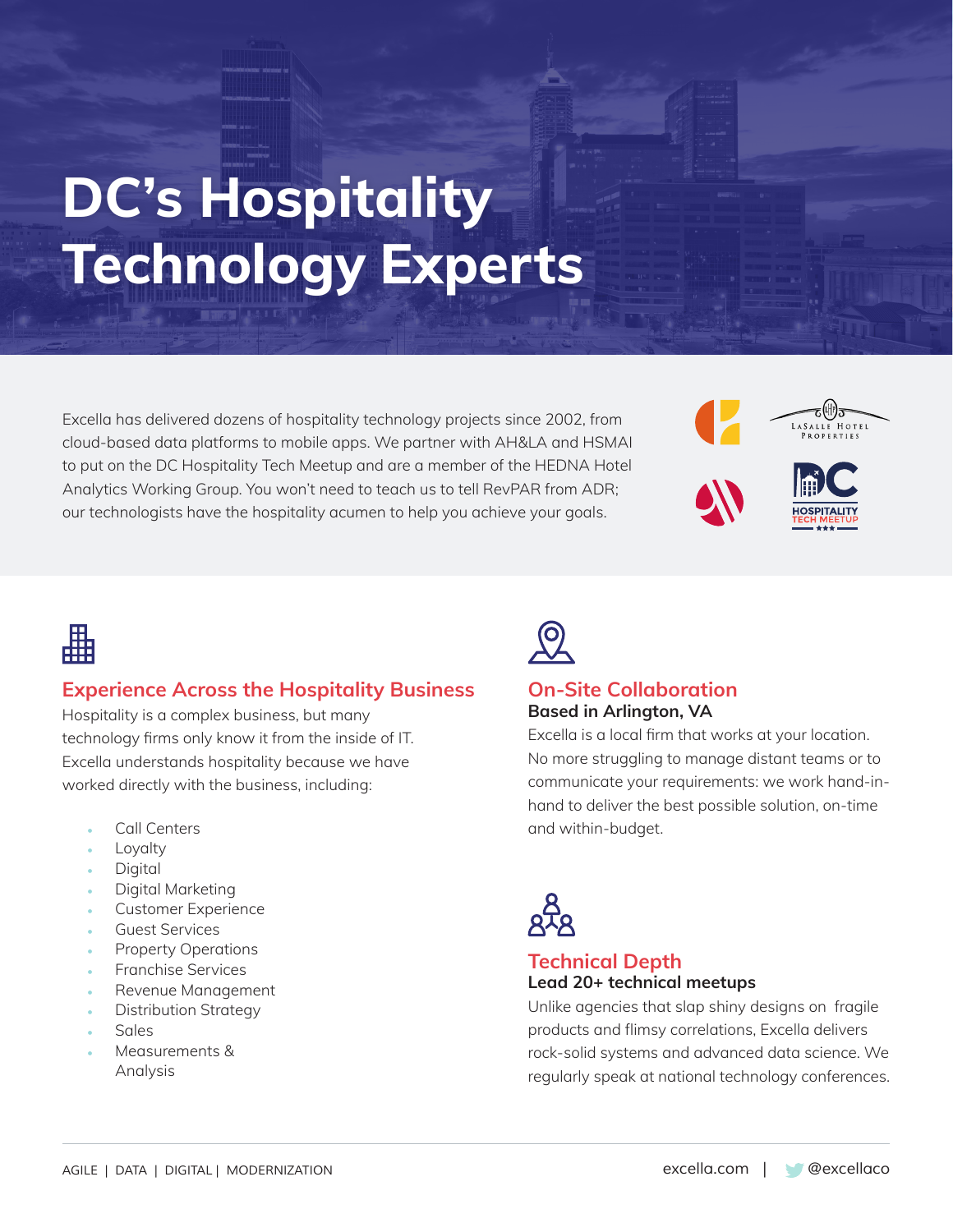# DC's Hospitality Technology Experts

Excella has delivered dozens of hospitality technology projects since 2002, from cloud-based data platforms to mobile apps. We partner with AH&LA and HSMAI to put on the DC Hospitality Tech Meetup and are a member of the HEDNA Hotel Analytics Working Group. You won't need to teach us to tell RevPAR from ADR; our technologists have the hospitality acumen to help you achieve your goals.

LaSalle Hotel Properties

DC Hospitality Tech Meetup

## Experience Across the Hospitality Business

Hospitality is a complex business, but many technology firms only know it from the inside of IT. Excella understands hospitality because we have worked directly with the business, including:

- Call Centers
- Loyalty
- Digital
- Digital Marketing
- Customer Experience
- Guest Services
- Property Operations
- Franchise Services
- Revenue Management
- Distribution Strategy
- Sales
- Measurements & Analysis

## On-Site Collaboration

**Based in Arlington, VA**

Excella is a local firm that works at your location. No more struggling to manage distant teams or to communicate your requirements: we work hand-in-hand to deliver the best possible solution, on-time and within-budget.

## Technical Depth

**Lead 20+ technical meetups**

Unlike agencies that slap shiny designs on fragile products and flimsy correlations, Excella delivers rock-solid systems and advanced data science. We regularly speak at national technology conferences.

AGILE | DATA | DIGITAL | MODERNIZATION

excella.com | @excellaco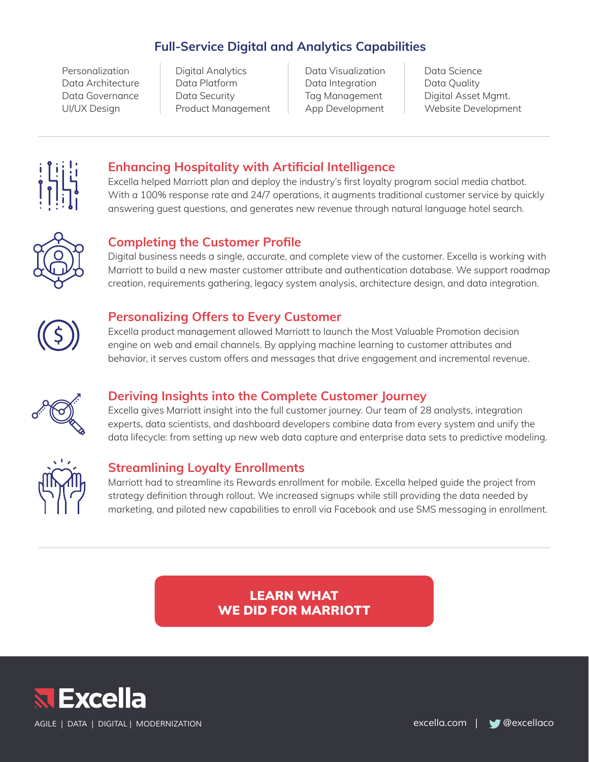## Full-Service Digital and Analytics Capabilities

| | | | |
|---|---|---|---|
| Personalization | Digital Analytics | Data Visualization | Data Science |
| Data Architecture | Data Platform | Data Integration | Data Quality |
| Data Governance | Data Security | Tag Management | Digital Asset Mgmt. |
| UI/UX Design | Product Management | App Development | Website Development |

### Enhancing Hospitality with Artificial Intelligence

Excella helped Marriott plan and deploy the industry's first loyalty program social media chatbot. With a 100% response rate and 24/7 operations, it augments traditional customer service by quickly answering guest questions, and generates new revenue through natural language hotel search.

### Completing the Customer Profile

Digital business needs a single, accurate, and complete view of the customer. Excella is working with Marriott to build a new master customer attribute and authentication database. We support roadmap creation, requirements gathering, legacy system analysis, architecture design, and data integration.

### Personalizing Offers to Every Customer

Excella product management allowed Marriott to launch the Most Valuable Promotion decision engine on web and email channels. By applying machine learning to customer attributes and behavior, it serves custom offers and messages that drive engagement and incremental revenue.

### Deriving Insights into the Complete Customer Journey

Excella gives Marriott insight into the full customer journey. Our team of 28 analysts, integration experts, data scientists, and dashboard developers combine data from every system and unify the data lifecycle: from setting up new web data capture and enterprise data sets to predictive modeling.

### Streamlining Loyalty Enrollments

Marriott had to streamline its Rewards enrollment for mobile. Excella helped guide the project from strategy definition through rollout. We increased signups while still providing the data needed by marketing, and piloted new capabilities to enroll via Facebook and use SMS messaging in enrollment.

**LEARN WHAT WE DID FOR MARRIOTT**

Excella

AGILE | DATA | DIGITAL | MODERNIZATION

excella.com | @excellaco